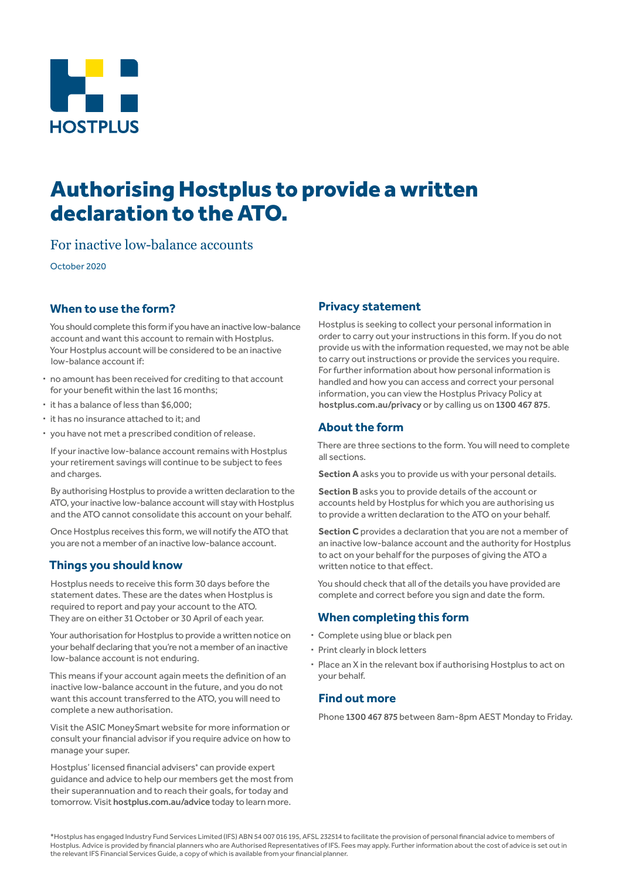HOSTPLUS

# Authorising Hostplus to provide a written declaration to the ATO.

For inactive low-balance accounts

October 2020

## When to use the form?

You should complete this form if you have an inactive low-balance account and want this account to remain with Hostplus. Your Hostplus account will be considered to be an inactive low-balance account if:

- no amount has been received for crediting to that account for your benefit within the last 16 months;
- it has a balance of less than $6,000;
- it has no insurance attached to it; and
- you have not met a prescribed condition of release.

If your inactive low-balance account remains with Hostplus your retirement savings will continue to be subject to fees and charges.

By authorising Hostplus to provide a written declaration to the ATO, your inactive low-balance account will stay with Hostplus and the ATO cannot consolidate this account on your behalf.

Once Hostplus receives this form, we will notify the ATO that you are not a member of an inactive low-balance account.

## Things you should know

Hostplus needs to receive this form 30 days before the statement dates. These are the dates when Hostplus is required to report and pay your account to the ATO. They are on either 31 October or 30 April of each year.

Your authorisation for Hostplus to provide a written notice on your behalf declaring that you're not a member of an inactive low-balance account is not enduring.

This means if your account again meets the definition of an inactive low-balance account in the future, and you do not want this account transferred to the ATO, you will need to complete a new authorisation.

Visit the ASIC MoneySmart website for more information or consult your financial advisor if you require advice on how to manage your super.

Hostplus' licensed financial advisers* can provide expert guidance and advice to help our members get the most from their superannuation and to reach their goals, for today and tomorrow. Visit **hostplus.com.au/advice** today to learn more.

## Privacy statement

Hostplus is seeking to collect your personal information in order to carry out your instructions in this form. If you do not provide us with the information requested, we may not be able to carry out instructions or provide the services you require. For further information about how personal information is handled and how you can access and correct your personal information, you can view the Hostplus Privacy Policy at **hostplus.com.au/privacy** or by calling us on **1300 467 875**.

## About the form

There are three sections to the form. You will need to complete all sections.

**Section A** asks you to provide us with your personal details.

**Section B** asks you to provide details of the account or accounts held by Hostplus for which you are authorising us to provide a written declaration to the ATO on your behalf.

**Section C** provides a declaration that you are not a member of an inactive low-balance account and the authority for Hostplus to act on your behalf for the purposes of giving the ATO a written notice to that effect.

You should check that all of the details you have provided are complete and correct before you sign and date the form.

## When completing this form

- Complete using blue or black pen
- Print clearly in block letters
- Place an X in the relevant box if authorising Hostplus to act on your behalf.

## Find out more

Phone **1300 467 875** between 8am-8pm AEST Monday to Friday.

*Hostplus has engaged Industry Fund Services Limited (IFS) ABN 54 007 016 195, AFSL 232514 to facilitate the provision of personal financial advice to members of Hostplus. Advice is provided by financial planners who are Authorised Representatives of IFS. Fees may apply. Further information about the cost of advice is set out in the relevant IFS Financial Services Guide, a copy of which is available from your financial planner.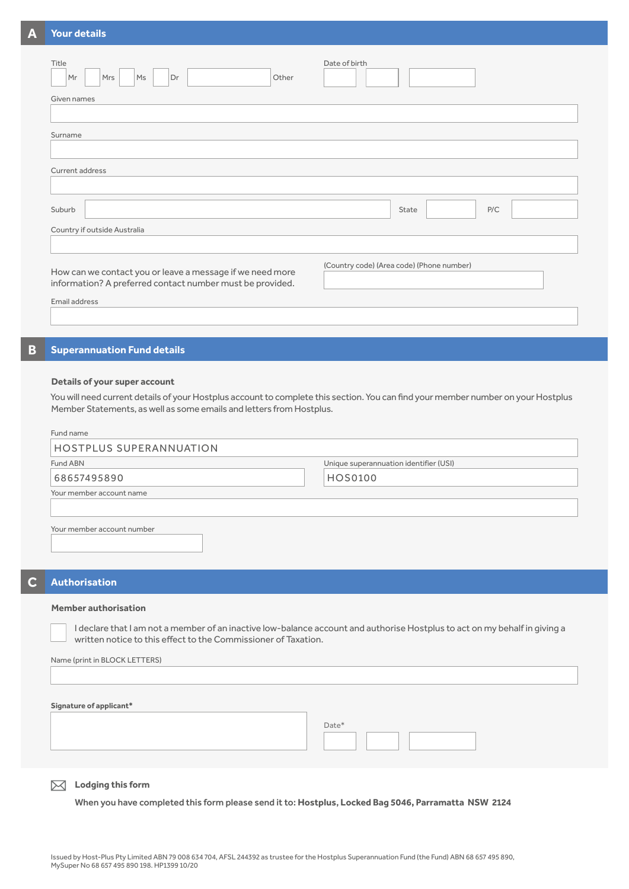## A Your details

Title

☐ Mr ☐ Mrs ☐ Ms ☐ Dr ☐ Other

Date of birth

Given names

Surname

Current address

Suburb

State

P/C

Country if outside Australia

How can we contact you or leave a message if we need more information? A preferred contact number must be provided.

(Country code) (Area code) (Phone number)

Email address

## B Superannuation Fund details

**Details of your super account**

You will need current details of your Hostplus account to complete this section. You can find your member number on your Hostplus Member Statements, as well as some emails and letters from Hostplus.

Fund name

HOSTPLUS SUPERANNUATION

Fund ABN

68657495890

Unique superannuation identifier (USI)

HOS0100

Your member account name

Your member account number

## C Authorisation

**Member authorisation**

☐ I declare that I am not a member of an inactive low-balance account and authorise Hostplus to act on my behalf in giving a written notice to this effect to the Commissioner of Taxation.

Name (print in BLOCK LETTERS)

**Signature of applicant***

Date*

**Lodging this form**

When you have completed this form please send it to: **Hostplus, Locked Bag 5046, Parramatta NSW 2124**

Issued by Host-Plus Pty Limited ABN 79 008 634 704, AFSL 244392 as trustee for the Hostplus Superannuation Fund (the Fund) ABN 68 657 495 890, MySuper No 68 657 495 890 198. HP1399 10/20